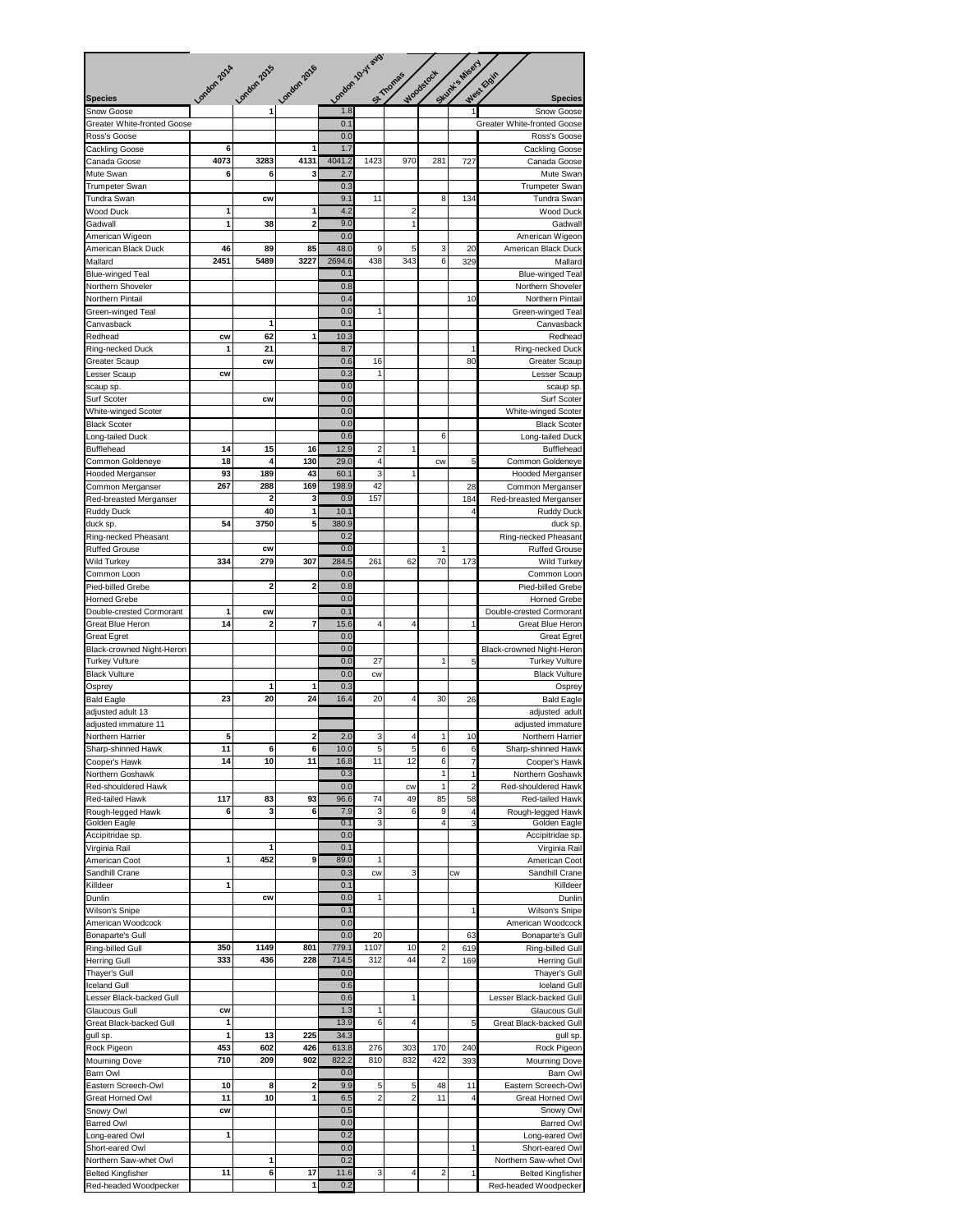| Species | London 2014 | London 2015 | London 2016 | London 10-yr avg. | St Thomas | Woodstock | Skunk's Misery | West Elgin | Species |
|---|---|---|---|---|---|---|---|---|---|
| Snow Goose | | 1 | | 1.8 | | | | 1 | Snow Goose |
| Greater White-fronted Goose | | | | 0.1 | | | | | Greater White-fronted Goose |
| Ross's Goose | | | | 0.0 | | | | | Ross's Goose |
| Cackling Goose | 6 | | 1 | 1.7 | | | | | Cackling Goose |
| Canada Goose | 4073 | 3283 | 4131 | 4041.2 | 1423 | 970 | 281 | 727 | Canada Goose |
| Mute Swan | 6 | 6 | 3 | 2.7 | | | | | Mute Swan |
| Trumpeter Swan | | | | 0.3 | | | | | Trumpeter Swan |
| Tundra Swan | | cw | | 9.1 | 11 | | 8 | 134 | Tundra Swan |
| Wood Duck | 1 | | 1 | 4.2 | | 2 | | | Wood Duck |
| Gadwall | 1 | 38 | 2 | 9.0 | | 1 | | | Gadwall |
| American Wigeon | | | | 0.0 | | | | | American Wigeon |
| American Black Duck | 46 | 89 | 85 | 48.0 | 9 | 5 | 3 | 20 | American Black Duck |
| Mallard | 2451 | 5489 | 3227 | 2694.6 | 438 | 343 | 6 | 329 | Mallard |
| Blue-winged Teal | | | | 0.1 | | | | | Blue-winged Teal |
| Northern Shoveler | | | | 0.8 | | | | | Northern Shoveler |
| Northern Pintail | | | | 0.4 | | | | 10 | Northern Pintail |
| Green-winged Teal | | | | 0.0 | 1 | | | | Green-winged Teal |
| Canvasback | | 1 | | 0.1 | | | | | Canvasback |
| Redhead | cw | 62 | 1 | 10.3 | | | | | Redhead |
| Ring-necked Duck | 1 | 21 | | 8.7 | | | | 1 | Ring-necked Duck |
| Greater Scaup | | cw | | 0.6 | 16 | | | 80 | Greater Scaup |
| Lesser Scaup | cw | | | 0.3 | 1 | | | | Lesser Scaup |
| scaup sp. | | | | 0.0 | | | | | scaup sp. |
| Surf Scoter | | cw | | 0.0 | | | | | Surf Scoter |
| White-winged Scoter | | | | 0.0 | | | | | White-winged Scoter |
| Black Scoter | | | | 0.0 | | | | | Black Scoter |
| Long-tailed Duck | | | | 0.6 | | | 6 | | Long-tailed Duck |
| Bufflehead | 14 | 15 | 16 | 12.9 | 2 | 1 | | | Bufflehead |
| Common Goldeneye | 18 | 4 | 130 | 29.0 | 4 | | cw | 5 | Common Goldeneye |
| Hooded Merganser | 93 | 189 | 43 | 60.1 | 3 | 1 | | | Hooded Merganser |
| Common Merganser | 267 | 288 | 169 | 198.9 | 42 | | | 28 | Common Merganser |
| Red-breasted Merganser | | 2 | 3 | 0.9 | 157 | | | 184 | Red-breasted Merganser |
| Ruddy Duck | | 40 | 1 | 10.1 | | | | 4 | Ruddy Duck |
| duck sp. | 54 | 3750 | 5 | 380.9 | | | | | duck sp. |
| Ring-necked Pheasant | | | | 0.2 | | | | | Ring-necked Pheasant |
| Ruffed Grouse | | cw | | 0.0 | | | 1 | | Ruffed Grouse |
| Wild Turkey | 334 | 279 | 307 | 284.5 | 261 | 62 | 70 | 173 | Wild Turkey |
| Common Loon | | | | 0.0 | | | | | Common Loon |
| Pied-billed Grebe | | 2 | 2 | 0.8 | | | | | Pied-billed Grebe |
| Horned Grebe | | | | 0.0 | | | | | Horned Grebe |
| Double-crested Cormorant | 1 | cw | | 0.1 | | | | | Double-crested Cormorant |
| Great Blue Heron | 14 | 2 | 7 | 15.6 | 4 | 4 | | 1 | Great Blue Heron |
| Great Egret | | | | 0.0 | | | | | Great Egret |
| Black-crowned Night-Heron | | | | 0.0 | | | | | Black-crowned Night-Heron |
| Turkey Vulture | | | | 0.0 | 27 | | 1 | 5 | Turkey Vulture |
| Black Vulture | | | | 0.0 | cw | | | | Black Vulture |
| Osprey | | 1 | 1 | 0.3 | | | | | Osprey |
| Bald Eagle | 23 | 20 | 24 | 16.4 | 20 | 4 | 30 | 26 | Bald Eagle |
| adjusted adult 13 | | | | | | | | | adjusted adult |
| adjusted immature 11 | | | | | | | | | adjusted immature |
| Northern Harrier | 5 | | 2 | 2.0 | 3 | 4 | 1 | 10 | Northern Harrier |
| Sharp-shinned Hawk | 11 | 6 | 6 | 10.0 | 5 | 5 | 6 | 6 | Sharp-shinned Hawk |
| Cooper's Hawk | 14 | 10 | 11 | 16.8 | 11 | 12 | 6 | 7 | Cooper's Hawk |
| Northern Goshawk | | | | 0.3 | | | 1 | 1 | Northern Goshawk |
| Red-shouldered Hawk | | | | 0.0 | | cw | 1 | 2 | Red-shouldered Hawk |
| Red-tailed Hawk | 117 | 83 | 93 | 96.6 | 74 | 49 | 85 | 58 | Red-tailed Hawk |
| Rough-legged Hawk | 6 | 3 | 6 | 7.9 | 3 | 6 | 9 | 4 | Rough-legged Hawk |
| Golden Eagle | | | | 0.1 | 3 | | 4 | 3 | Golden Eagle |
| Accipitridae sp. | | | | 0.0 | | | | | Accipitridae sp. |
| Virginia Rail | | 1 | | 0.1 | | | | | Virginia Rail |
| American Coot | 1 | 452 | 9 | 89.0 | 1 | | | | American Coot |
| Sandhill Crane | | | | 0.3 | cw | 3 | | cw | Sandhill Crane |
| Killdeer | 1 | | | 0.1 | | | | | Killdeer |
| Dunlin | | cw | | 0.0 | 1 | | | | Dunlin |
| Wilson's Snipe | | | | 0.1 | | | | 1 | Wilson's Snipe |
| American Woodcock | | | | 0.0 | | | | | American Woodcock |
| Bonaparte's Gull | | | | 0.0 | 20 | | | 63 | Bonaparte's Gull |
| Ring-billed Gull | 350 | 1149 | 801 | 779.1 | 1107 | 10 | 2 | 619 | Ring-billed Gull |
| Herring Gull | 333 | 436 | 228 | 714.5 | 312 | 44 | 2 | 169 | Herring Gull |
| Thayer's Gull | | | | 0.0 | | | | | Thayer's Gull |
| Iceland Gull | | | | 0.6 | | | | | Iceland Gull |
| Lesser Black-backed Gull | | | | 0.6 | | 1 | | | Lesser Black-backed Gull |
| Glaucous Gull | cw | | | 1.3 | 1 | | | | Glaucous Gull |
| Great Black-backed Gull | 1 | | | 13.9 | 6 | 4 | | 5 | Great Black-backed Gull |
| gull sp. | 1 | 13 | 225 | 34.3 | | | | | gull sp. |
| Rock Pigeon | 453 | 602 | 426 | 613.8 | 276 | 303 | 170 | 240 | Rock Pigeon |
| Mourning Dove | 710 | 209 | 902 | 822.2 | 810 | 832 | 422 | 393 | Mourning Dove |
| Barn Owl | | | | 0.0 | | | | | Barn Owl |
| Eastern Screech-Owl | 10 | 8 | 2 | 9.9 | 5 | 5 | 48 | 11 | Eastern Screech-Owl |
| Great Horned Owl | 11 | 10 | 1 | 6.5 | 2 | 2 | 11 | 4 | Great Horned Owl |
| Snowy Owl | cw | | | 0.5 | | | | | Snowy Owl |
| Barred Owl | | | | 0.0 | | | | | Barred Owl |
| Long-eared Owl | 1 | | | 0.2 | | | | | Long-eared Owl |
| Short-eared Owl | | | | 0.0 | | | | 1 | Short-eared Owl |
| Northern Saw-whet Owl | | 1 | | 0.2 | | | | | Northern Saw-whet Owl |
| Belted Kingfisher | 11 | 6 | 17 | 11.6 | 3 | 4 | 2 | 1 | Belted Kingfisher |
| Red-headed Woodpecker | | | 1 | 0.2 | | | | | Red-headed Woodpecker |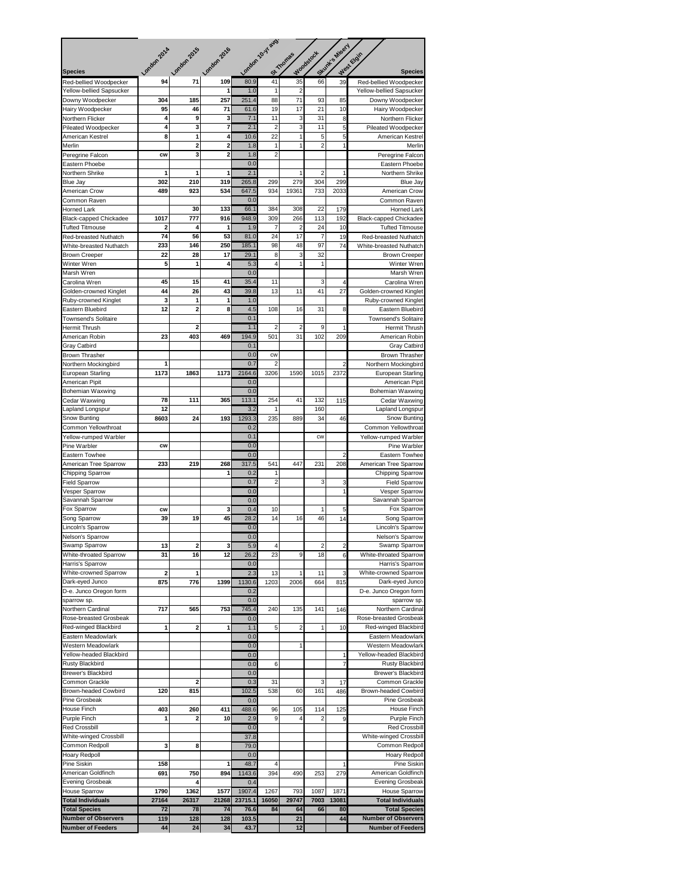| Species | London 2014 | London 2015 | London 2016 | London 10-yr avg. | St Thomas | Woodstock | Skunk's Misery | West Elgin | Species |
|---|---|---|---|---|---|---|---|---|---|
| Red-bellied Woodpecker | 94 | 71 | 109 | 80.9 | 41 | 35 | 66 | 39 | Red-bellied Woodpecker |
| Yellow-bellied Sapsucker | | | 1 | 1.0 | 1 | 2 | | | Yellow-bellied Sapsucker |
| Downy Woodpecker | 304 | 185 | 257 | 251.4 | 88 | 71 | 93 | 85 | Downy Woodpecker |
| Hairy Woodpecker | 95 | 46 | 71 | 61.6 | 19 | 17 | 21 | 10 | Hairy Woodpecker |
| Northern Flicker | 4 | 9 | 3 | 7.1 | 11 | 3 | 31 | 8 | Northern Flicker |
| Pileated Woodpecker | 4 | 3 | 7 | 2.1 | 2 | 3 | 11 | 5 | Pileated Woodpecker |
| American Kestrel | 8 | 1 | 4 | 10.6 | 22 | 1 | 5 | 5 | American Kestrel |
| Merlin | | 2 | 2 | 1.8 | 1 | 1 | 2 | 1 | Merlin |
| Peregrine Falcon | cw | 3 | 2 | 1.8 | 2 | | | | Peregrine Falcon |
| Eastern Phoebe | | | | 0.0 | | | | | Eastern Phoebe |
| Northern Shrike | 1 | 1 | 1 | 2.1 | | 1 | 2 | 1 | Northern Shrike |
| Blue Jay | 302 | 210 | 319 | 265.8 | 299 | 279 | 304 | 299 | Blue Jay |
| American Crow | 489 | 923 | 534 | 647.5 | 934 | 19361 | 733 | 2033 | American Crow |
| Common Raven | | | | 0.0 | | | | | Common Raven |
| Horned Lark | | 30 | 133 | 66.1 | 384 | 308 | 22 | 179 | Horned Lark |
| Black-capped Chickadee | 1017 | 777 | 916 | 948.9 | 309 | 266 | 113 | 192 | Black-capped Chickadee |
| Tufted Titmouse | 2 | 4 | 1 | 1.9 | 7 | 2 | 24 | 10 | Tufted Titmouse |
| Red-breasted Nuthatch | 74 | 56 | 53 | 81.0 | 24 | 17 | 7 | 19 | Red-breasted Nuthatch |
| White-breasted Nuthatch | 233 | 146 | 250 | 185.1 | 98 | 48 | 97 | 74 | White-breasted Nuthatch |
| Brown Creeper | 22 | 28 | 17 | 29.1 | 8 | 3 | 32 | | Brown Creeper |
| Winter Wren | 5 | 1 | 4 | 5.3 | 4 | 1 | 1 | | Winter Wren |
| Marsh Wren | | | | 0.0 | | | | | Marsh Wren |
| Carolina Wren | 45 | 15 | 41 | 35.4 | 11 | | 3 | 4 | Carolina Wren |
| Golden-crowned Kinglet | 44 | 26 | 43 | 39.8 | 13 | 11 | 41 | 27 | Golden-crowned Kinglet |
| Ruby-crowned Kinglet | 3 | 1 | 1 | 1.0 | | | | | Ruby-crowned Kinglet |
| Eastern Bluebird | 12 | 2 | 8 | 4.5 | 108 | 16 | 31 | 8 | Eastern Bluebird |
| Townsend's Solitaire | | | | 0.1 | | | | | Townsend's Solitaire |
| Hermit Thrush | | 2 | | 1.1 | 2 | 2 | 9 | 1 | Hermit Thrush |
| American Robin | 23 | 403 | 469 | 194.9 | 501 | 31 | 102 | 209 | American Robin |
| Gray Catbird | | | | 0.1 | | | | | Gray Catbird |
| Brown Thrasher | | | | 0.0 | cw | | | | Brown Thrasher |
| Northern Mockingbird | 1 | | | 0.7 | 2 | | | 2 | Northern Mockingbird |
| European Starling | 1173 | 1863 | 1173 | 2164.6 | 3206 | 1590 | 1015 | 2372 | European Starling |
| American Pipit | | | | 0.0 | | | | | American Pipit |
| Bohemian Waxwing | | | | 0.0 | | | | | Bohemian Waxwing |
| Cedar Waxwing | 78 | 111 | 365 | 113.1 | 254 | 41 | 132 | 115 | Cedar Waxwing |
| Lapland Longspur | 12 | | | 3.2 | 1 | | 160 | | Lapland Longspur |
| Snow Bunting | 8603 | 24 | 193 | 1293.3 | 235 | 889 | 34 | 46 | Snow Bunting |
| Common Yellowthroat | | | | 0.2 | | | | | Common Yellowthroat |
| Yellow-rumped Warbler | | | | 0.1 | | | cw | | Yellow-rumped Warbler |
| Pine Warbler | cw | | | 0.0 | | | | | Pine Warbler |
| Eastern Towhee | | | | 0.0 | | | | 2 | Eastern Towhee |
| American Tree Sparrow | 233 | 219 | 268 | 317.5 | 541 | 447 | 231 | 208 | American Tree Sparrow |
| Chipping Sparrow | | | 1 | 0.2 | 1 | | | | Chipping Sparrow |
| Field Sparrow | | | | 0.7 | 2 | | 3 | 3 | Field Sparrow |
| Vesper Sparrow | | | | 0.0 | | | | 1 | Vesper Sparrow |
| Savannah Sparrow | | | | 0.0 | | | | | Savannah Sparrow |
| Fox Sparrow | cw | | 3 | 0.4 | 10 | | 1 | 5 | Fox Sparrow |
| Song Sparrow | 39 | 19 | 45 | 28.2 | 14 | 16 | 46 | 14 | Song Sparrow |
| Lincoln's Sparrow | | | | 0.0 | | | | | Lincoln's Sparrow |
| Nelson's Sparrow | | | | 0.0 | | | | | Nelson's Sparrow |
| Swamp Sparrow | 13 | 2 | 3 | 5.9 | 4 | | 2 | 2 | Swamp Sparrow |
| White-throated Sparrow | 31 | 16 | 12 | 26.2 | 23 | 9 | 18 | 6 | White-throated Sparrow |
| Harris's Sparrow | | | | 0.0 | | | | | Harris's Sparrow |
| White-crowned Sparrow | 2 | 1 | | 2.3 | 13 | 1 | 11 | 3 | White-crowned Sparrow |
| Dark-eyed Junco | 875 | 776 | 1399 | 1130.6 | 1203 | 2006 | 664 | 815 | Dark-eyed Junco |
| D-e. Junco Oregon form | | | | 0.2 | | | | | D-e. Junco Oregon form |
| sparrow sp. | | | | 0.0 | | | | | sparrow sp. |
| Northern Cardinal | 717 | 565 | 753 | 745.4 | 240 | 135 | 141 | 146 | Northern Cardinal |
| Rose-breasted Grosbeak | | | | 0.0 | | | | | Rose-breasted Grosbeak |
| Red-winged Blackbird | 1 | 2 | 1 | 1.1 | 5 | 2 | 1 | 10 | Red-winged Blackbird |
| Eastern Meadowlark | | | | 0.0 | | | | | Eastern Meadowlark |
| Western Meadowlark | | | | 0.0 | | 1 | | | Western Meadowlark |
| Yellow-headed Blackbird | | | | 0.0 | | | | 1 | Yellow-headed Blackbird |
| Rusty Blackbird | | | | 0.0 | 6 | | | 7 | Rusty Blackbird |
| Brewer's Blackbird | | | | 0.0 | | | | | Brewer's Blackbird |
| Common Grackle | | 2 | | 0.3 | 31 | | 3 | 17 | Common Grackle |
| Brown-headed Cowbird | 120 | 815 | | 102.5 | 538 | 60 | 161 | 486 | Brown-headed Cowbird |
| Pine Grosbeak | | | | 0.0 | | | | | Pine Grosbeak |
| House Finch | 403 | 260 | 411 | 488.6 | 96 | 105 | 114 | 125 | House Finch |
| Purple Finch | 1 | 2 | 10 | 2.9 | 9 | 4 | 2 | 9 | Purple Finch |
| Red Crossbill | | | | 0.0 | | | | | Red Crossbill |
| White-winged Crossbill | | | | 37.8 | | | | | White-winged Crossbill |
| Common Redpoll | 3 | 8 | | 79.0 | | | | | Common Redpoll |
| Hoary Redpoll | | | | 0.0 | | | | | Hoary Redpoll |
| Pine Siskin | 158 | | 1 | 48.7 | 4 | | | 1 | Pine Siskin |
| American Goldfinch | 691 | 750 | 894 | 1143.6 | 394 | 490 | 253 | 279 | American Goldfinch |
| Evening Grosbeak | | 4 | | 0.4 | | | | | Evening Grosbeak |
| House Sparrow | 1790 | 1362 | 1577 | 1907.4 | 1267 | 793 | 1087 | 1871 | House Sparrow |
| **Total Individuals** | 27164 | 26317 | 21268 | 23715.1 | 16050 | 29747 | 7003 | 13081 | **Total Individuals** |
| **Total Species** | 72 | 78 | 74 | 76.6 | 84 | 64 | 66 | 80 | **Total Species** |
| **Number of Observers** | 119 | 128 | 128 | 103.5 | | 21 | | 44 | **Number of Observers** |
| **Number of Feeders** | 44 | 24 | 34 | 43.7 | | 12 | | | **Number of Feeders** |